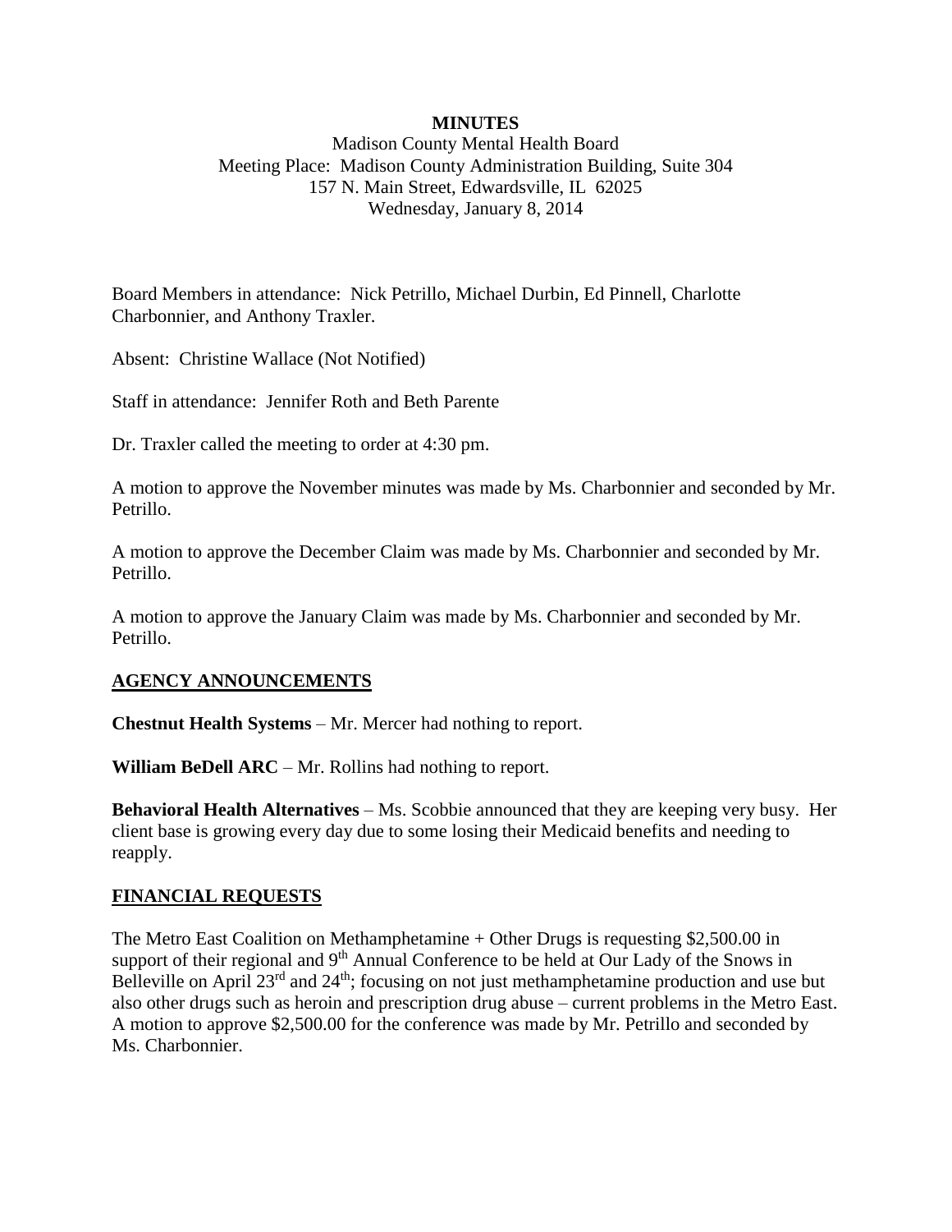**MINUTES**

Madison County Mental Health Board
Meeting Place: Madison County Administration Building, Suite 304
157 N. Main Street, Edwardsville, IL 62025
Wednesday, January 8, 2014

Board Members in attendance: Nick Petrillo, Michael Durbin, Ed Pinnell, Charlotte Charbonnier, and Anthony Traxler.

Absent: Christine Wallace (Not Notified)

Staff in attendance: Jennifer Roth and Beth Parente

Dr. Traxler called the meeting to order at 4:30 pm.

A motion to approve the November minutes was made by Ms. Charbonnier and seconded by Mr. Petrillo.

A motion to approve the December Claim was made by Ms. Charbonnier and seconded by Mr. Petrillo.

A motion to approve the January Claim was made by Ms. Charbonnier and seconded by Mr. Petrillo.

## AGENCY ANNOUNCEMENTS

**Chestnut Health Systems** – Mr. Mercer had nothing to report.

**William BeDell ARC** – Mr. Rollins had nothing to report.

**Behavioral Health Alternatives** – Ms. Scobbie announced that they are keeping very busy. Her client base is growing every day due to some losing their Medicaid benefits and needing to reapply.

## FINANCIAL REQUESTS

The Metro East Coalition on Methamphetamine + Other Drugs is requesting $2,500.00 in support of their regional and 9th Annual Conference to be held at Our Lady of the Snows in Belleville on April 23rd and 24th; focusing on not just methamphetamine production and use but also other drugs such as heroin and prescription drug abuse – current problems in the Metro East. A motion to approve $2,500.00 for the conference was made by Mr. Petrillo and seconded by Ms. Charbonnier.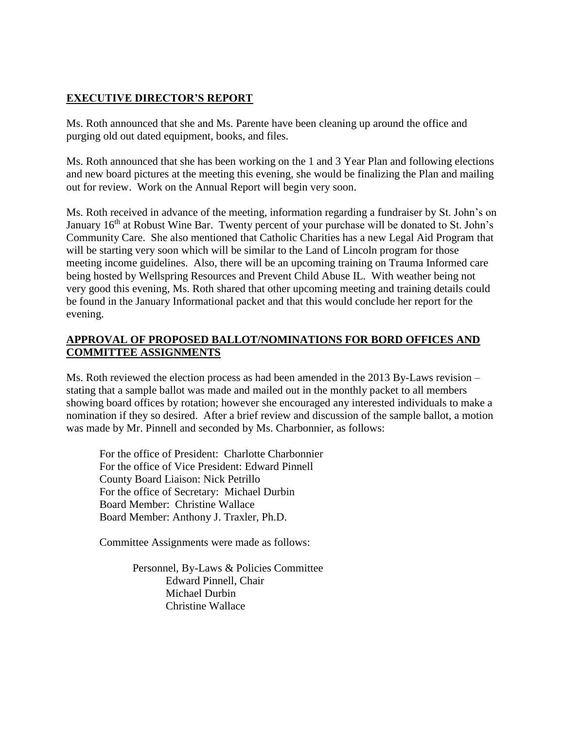## EXECUTIVE DIRECTOR'S REPORT

Ms. Roth announced that she and Ms. Parente have been cleaning up around the office and purging old out dated equipment, books, and files.

Ms. Roth announced that she has been working on the 1 and 3 Year Plan and following elections and new board pictures at the meeting this evening, she would be finalizing the Plan and mailing out for review. Work on the Annual Report will begin very soon.

Ms. Roth received in advance of the meeting, information regarding a fundraiser by St. John's on January 16th at Robust Wine Bar. Twenty percent of your purchase will be donated to St. John's Community Care. She also mentioned that Catholic Charities has a new Legal Aid Program that will be starting very soon which will be similar to the Land of Lincoln program for those meeting income guidelines. Also, there will be an upcoming training on Trauma Informed care being hosted by Wellspring Resources and Prevent Child Abuse IL. With weather being not very good this evening, Ms. Roth shared that other upcoming meeting and training details could be found in the January Informational packet and that this would conclude her report for the evening.

## APPROVAL OF PROPOSED BALLOT/NOMINATIONS FOR BORD OFFICES AND COMMITTEE ASSIGNMENTS

Ms. Roth reviewed the election process as had been amended in the 2013 By-Laws revision – stating that a sample ballot was made and mailed out in the monthly packet to all members showing board offices by rotation; however she encouraged any interested individuals to make a nomination if they so desired. After a brief review and discussion of the sample ballot, a motion was made by Mr. Pinnell and seconded by Ms. Charbonnier, as follows:

For the office of President: Charlotte Charbonnier
For the office of Vice President: Edward Pinnell
County Board Liaison: Nick Petrillo
For the office of Secretary: Michael Durbin
Board Member: Christine Wallace
Board Member: Anthony J. Traxler, Ph.D.

Committee Assignments were made as follows:

Personnel, By-Laws & Policies Committee
Edward Pinnell, Chair
Michael Durbin
Christine Wallace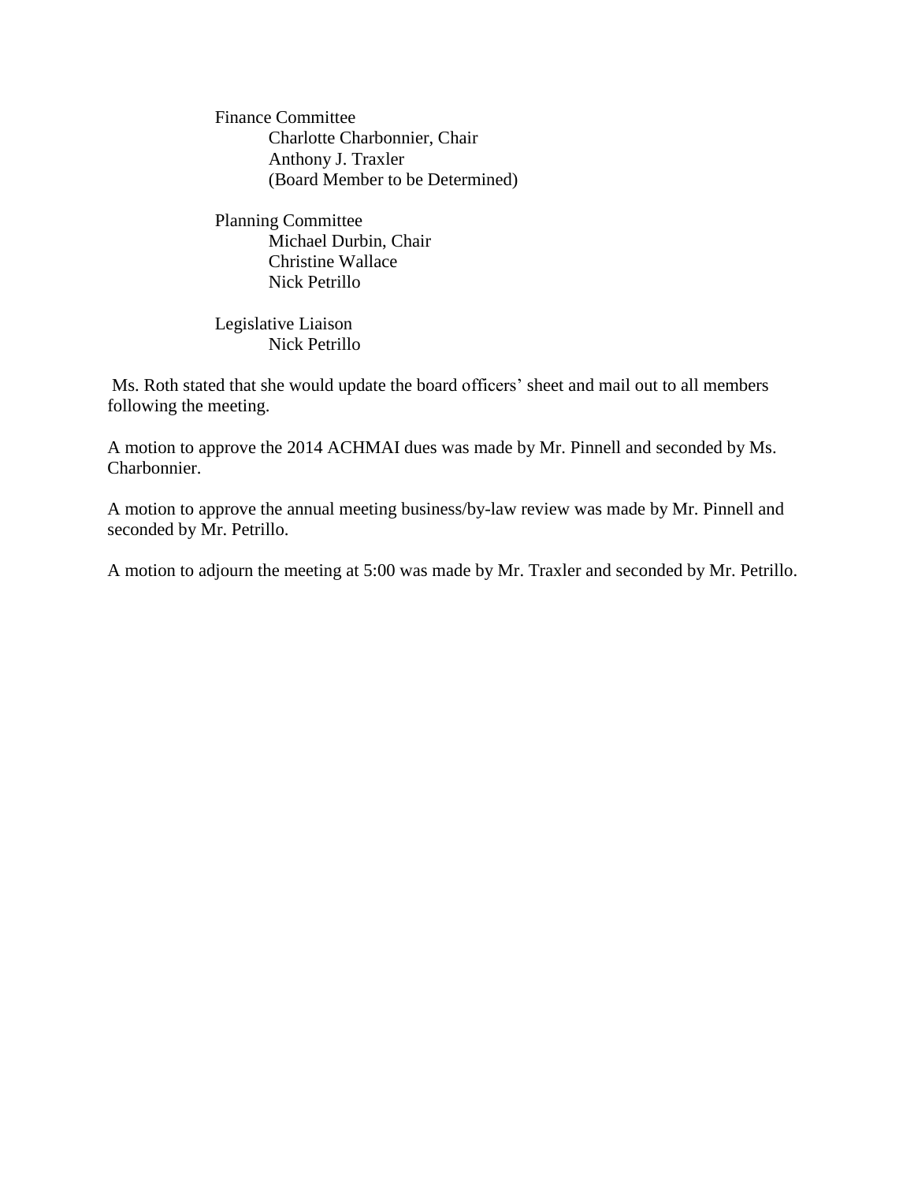Finance Committee
Charlotte Charbonnier, Chair
Anthony J. Traxler
(Board Member to be Determined)

Planning Committee
Michael Durbin, Chair
Christine Wallace
Nick Petrillo

Legislative Liaison
Nick Petrillo

Ms. Roth stated that she would update the board officers' sheet and mail out to all members following the meeting.

A motion to approve the 2014 ACHMAI dues was made by Mr. Pinnell and seconded by Ms. Charbonnier.

A motion to approve the annual meeting business/by-law review was made by Mr. Pinnell and seconded by Mr. Petrillo.

A motion to adjourn the meeting at 5:00 was made by Mr. Traxler and seconded by Mr. Petrillo.